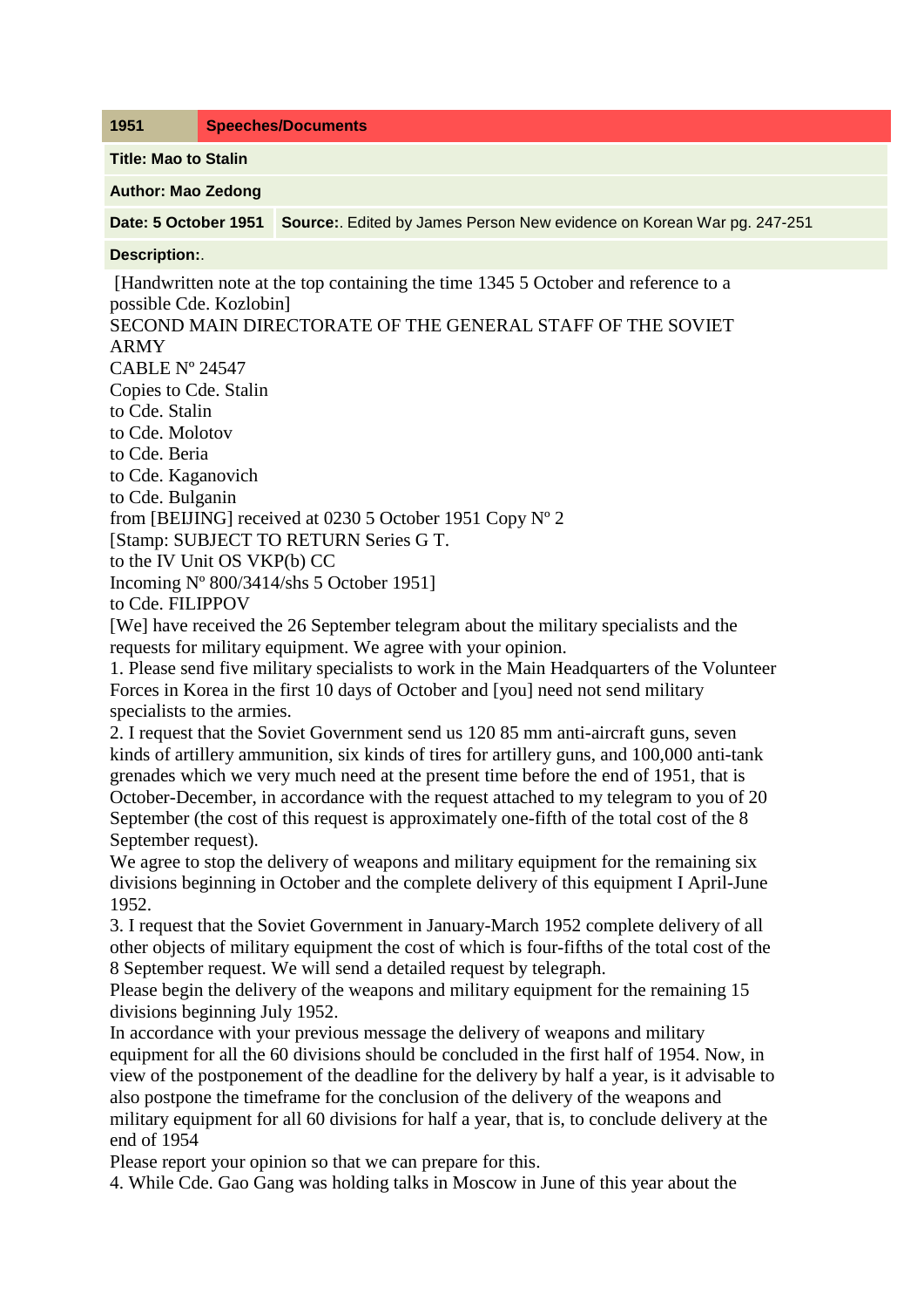| 1951 | Speeches/Documents |
| --- | --- |
| **Title: Mao to Stalin** | |
| **Author: Mao Zedong** | |
| **Date: 5 October 1951** | **Source:**. Edited by James Person New evidence on Korean War pg. 247-251 |
| **Description:**. | |

[Handwritten note at the top containing the time 1345 5 October and reference to a possible Cde. Kozlobin]
SECOND MAIN DIRECTORATE OF THE GENERAL STAFF OF THE SOVIET ARMY
CABLE Nº 24547
Copies to Cde. Stalin
to Cde. Stalin
to Cde. Molotov
to Cde. Beria
to Cde. Kaganovich
to Cde. Bulganin
from [BEIJING] received at 0230 5 October 1951 Copy Nº 2
[Stamp: SUBJECT TO RETURN Series G T.
to the IV Unit OS VKP(b) CC
Incoming Nº 800/3414/shs 5 October 1951]
to Cde. FILIPPOV
[We] have received the 26 September telegram about the military specialists and the requests for military equipment. We agree with your opinion.
1. Please send five military specialists to work in the Main Headquarters of the Volunteer Forces in Korea in the first 10 days of October and [you] need not send military specialists to the armies.
2. I request that the Soviet Government send us 120 85 mm anti-aircraft guns, seven kinds of artillery ammunition, six kinds of tires for artillery guns, and 100,000 anti-tank grenades which we very much need at the present time before the end of 1951, that is October-December, in accordance with the request attached to my telegram to you of 20 September (the cost of this request is approximately one-fifth of the total cost of the 8 September request).
We agree to stop the delivery of weapons and military equipment for the remaining six divisions beginning in October and the complete delivery of this equipment I April-June 1952.
3. I request that the Soviet Government in January-March 1952 complete delivery of all other objects of military equipment the cost of which is four-fifths of the total cost of the 8 September request. We will send a detailed request by telegraph.
Please begin the delivery of the weapons and military equipment for the remaining 15 divisions beginning July 1952.
In accordance with your previous message the delivery of weapons and military equipment for all the 60 divisions should be concluded in the first half of 1954. Now, in view of the postponement of the deadline for the delivery by half a year, is it advisable to also postpone the timeframe for the conclusion of the delivery of the weapons and military equipment for all 60 divisions for half a year, that is, to conclude delivery at the end of 1954
Please report your opinion so that we can prepare for this.
4. While Cde. Gao Gang was holding talks in Moscow in June of this year about the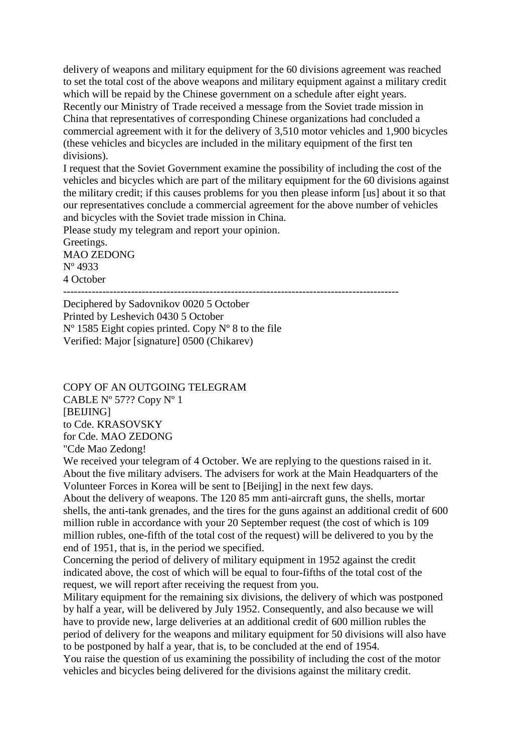delivery of weapons and military equipment for the 60 divisions agreement was reached to set the total cost of the above weapons and military equipment against a military credit which will be repaid by the Chinese government on a schedule after eight years.

Recently our Ministry of Trade received a message from the Soviet trade mission in China that representatives of corresponding Chinese organizations had concluded a commercial agreement with it for the delivery of 3,510 motor vehicles and 1,900 bicycles (these vehicles and bicycles are included in the military equipment of the first ten divisions).

I request that the Soviet Government examine the possibility of including the cost of the vehicles and bicycles which are part of the military equipment for the 60 divisions against the military credit; if this causes problems for you then please inform [us] about it so that our representatives conclude a commercial agreement for the above number of vehicles and bicycles with the Soviet trade mission in China.

Please study my telegram and report your opinion.

Greetings.

MAO ZEDONG

Nº 4933

4 October

---

Deciphered by Sadovnikov 0020 5 October

Printed by Leshevich 0430 5 October

Nº 1585 Eight copies printed. Copy Nº 8 to the file

Verified: Major [signature] 0500 (Chikarev)

COPY OF AN OUTGOING TELEGRAM

CABLE Nº 57?? Copy Nº 1

[BEIJING]

to Cde. KRASOVSKY

for Cde. MAO ZEDONG

"Cde Mao Zedong!

We received your telegram of 4 October. We are replying to the questions raised in it.

About the five military advisers. The advisers for work at the Main Headquarters of the Volunteer Forces in Korea will be sent to [Beijing] in the next few days.

About the delivery of weapons. The 120 85 mm anti-aircraft guns, the shells, mortar shells, the anti-tank grenades, and the tires for the guns against an additional credit of 600 million ruble in accordance with your 20 September request (the cost of which is 109 million rubles, one-fifth of the total cost of the request) will be delivered to you by the end of 1951, that is, in the period we specified.

Concerning the period of delivery of military equipment in 1952 against the credit indicated above, the cost of which will be equal to four-fifths of the total cost of the request, we will report after receiving the request from you.

Military equipment for the remaining six divisions, the delivery of which was postponed by half a year, will be delivered by July 1952. Consequently, and also because we will have to provide new, large deliveries at an additional credit of 600 million rubles the period of delivery for the weapons and military equipment for 50 divisions will also have to be postponed by half a year, that is, to be concluded at the end of 1954.

You raise the question of us examining the possibility of including the cost of the motor vehicles and bicycles being delivered for the divisions against the military credit.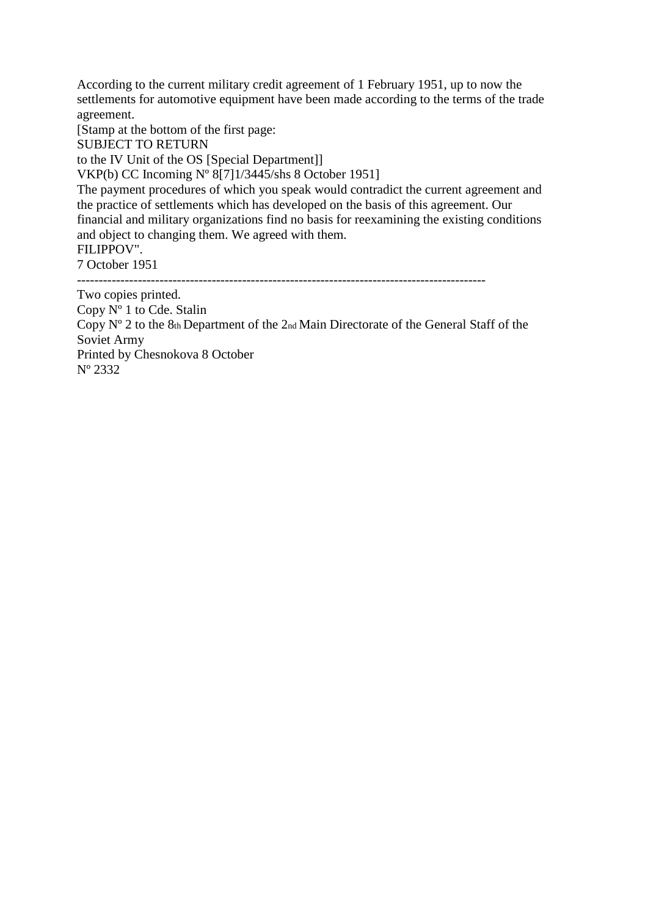According to the current military credit agreement of 1 February 1951, up to now the settlements for automotive equipment have been made according to the terms of the trade agreement.

[Stamp at the bottom of the first page:

SUBJECT TO RETURN

to the IV Unit of the OS [Special Department]]

VKP(b) CC Incoming Nº 8[7]1/3445/shs 8 October 1951]

The payment procedures of which you speak would contradict the current agreement and the practice of settlements which has developed on the basis of this agreement. Our financial and military organizations find no basis for reexamining the existing conditions and object to changing them. We agreed with them.

FILIPPOV".

7 October 1951

---

Two copies printed.

Copy Nº 1 to Cde. Stalin

Copy Nº 2 to the 8th Department of the 2nd Main Directorate of the General Staff of the Soviet Army

Printed by Chesnokova 8 October

Nº 2332